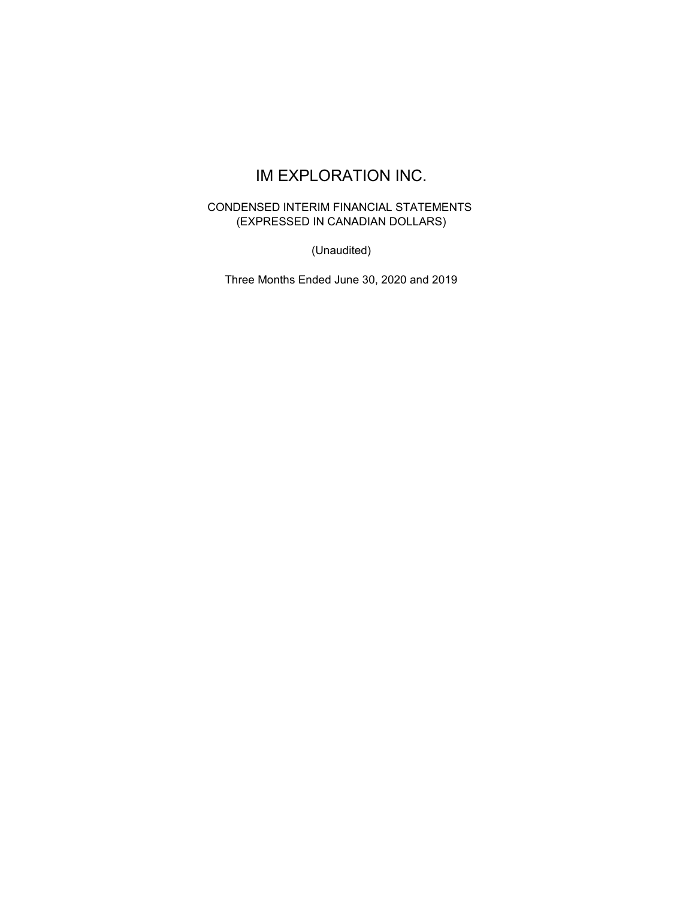# IM EXPLORATION INC.

CONDENSED INTERIM FINANCIAL STATEMENTS
(EXPRESSED IN CANADIAN DOLLARS)

(Unaudited)

Three Months Ended June 30, 2020 and 2019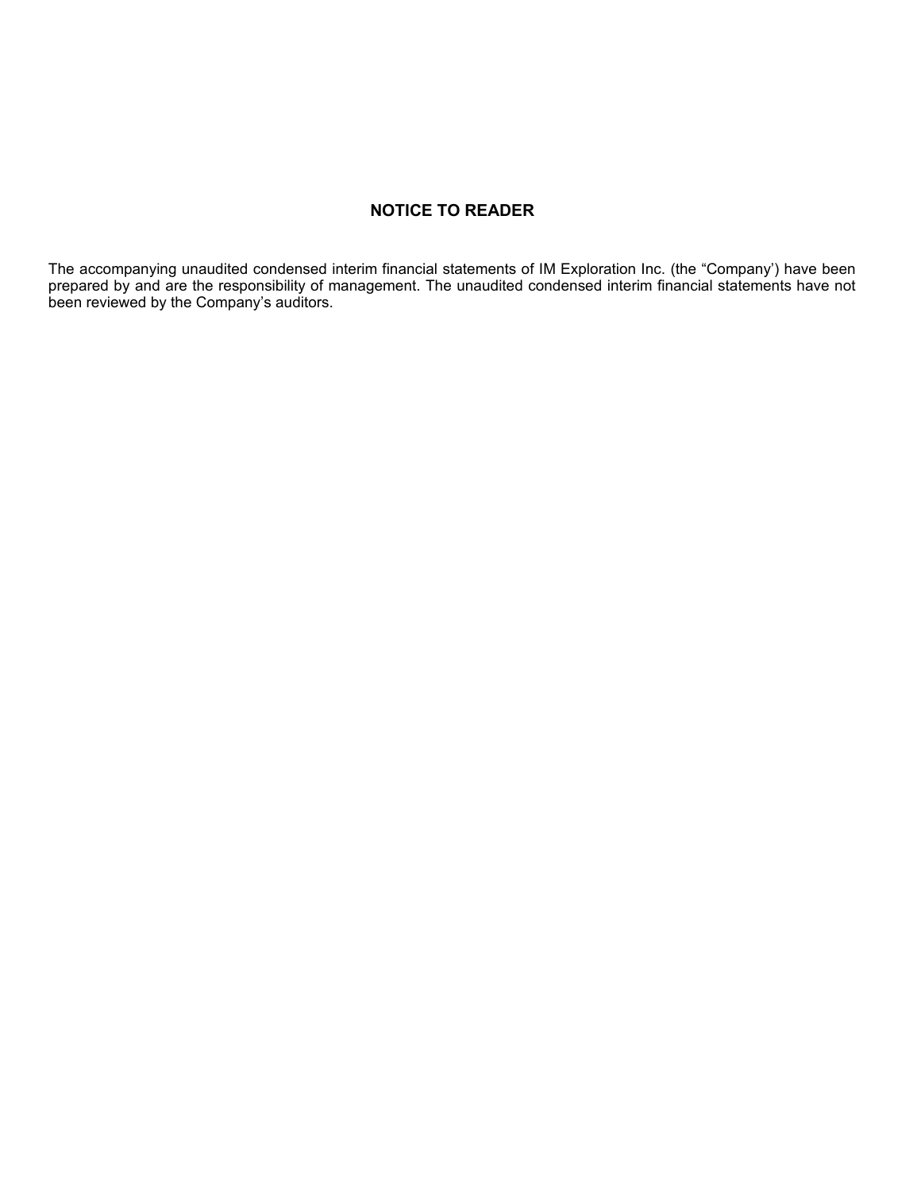## NOTICE TO READER

The accompanying unaudited condensed interim financial statements of IM Exploration Inc. (the "Company') have been prepared by and are the responsibility of management. The unaudited condensed interim financial statements have not been reviewed by the Company's auditors.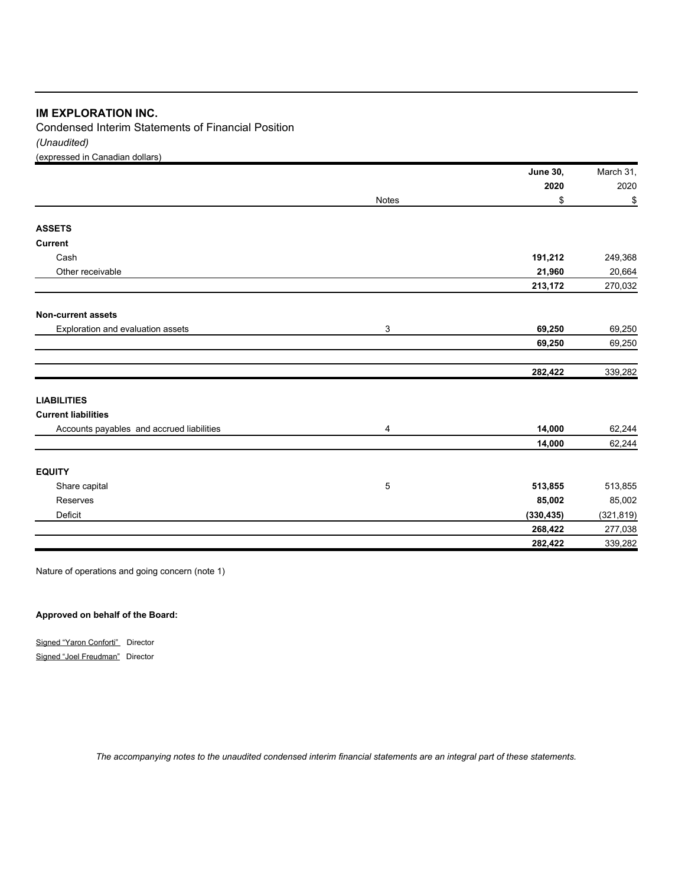# IM EXPLORATION INC.

Condensed Interim Statements of Financial Position

*(Unaudited)*

(expressed in Canadian dollars)

| | Notes | **June 30, 2020** $ | March 31, 2020 $ |
|---|---|---|---|
| **ASSETS** | | | |
| **Current** | | | |
| Cash | | **191,212** | 249,368 |
| Other receivable | | **21,960** | 20,664 |
| | | **213,172** | 270,032 |
| **Non-current assets** | | | |
| Exploration and evaluation assets | 3 | **69,250** | 69,250 |
| | | **69,250** | 69,250 |
| | | **282,422** | 339,282 |
| **LIABILITIES** | | | |
| **Current liabilities** | | | |
| Accounts payables and accrued liabilities | 4 | **14,000** | 62,244 |
| | | **14,000** | 62,244 |
| **EQUITY** | | | |
| Share capital | 5 | **513,855** | 513,855 |
| Reserves | | **85,002** | 85,002 |
| Deficit | | **(330,435)** | (321,819) |
| | | **268,422** | 277,038 |
| | | **282,422** | 339,282 |

Nature of operations and going concern (note 1)

**Approved on behalf of the Board:**

Signed "Yaron Conforti" Director

Signed "Joel Freudman" Director

*The accompanying notes to the unaudited condensed interim financial statements are an integral part of these statements.*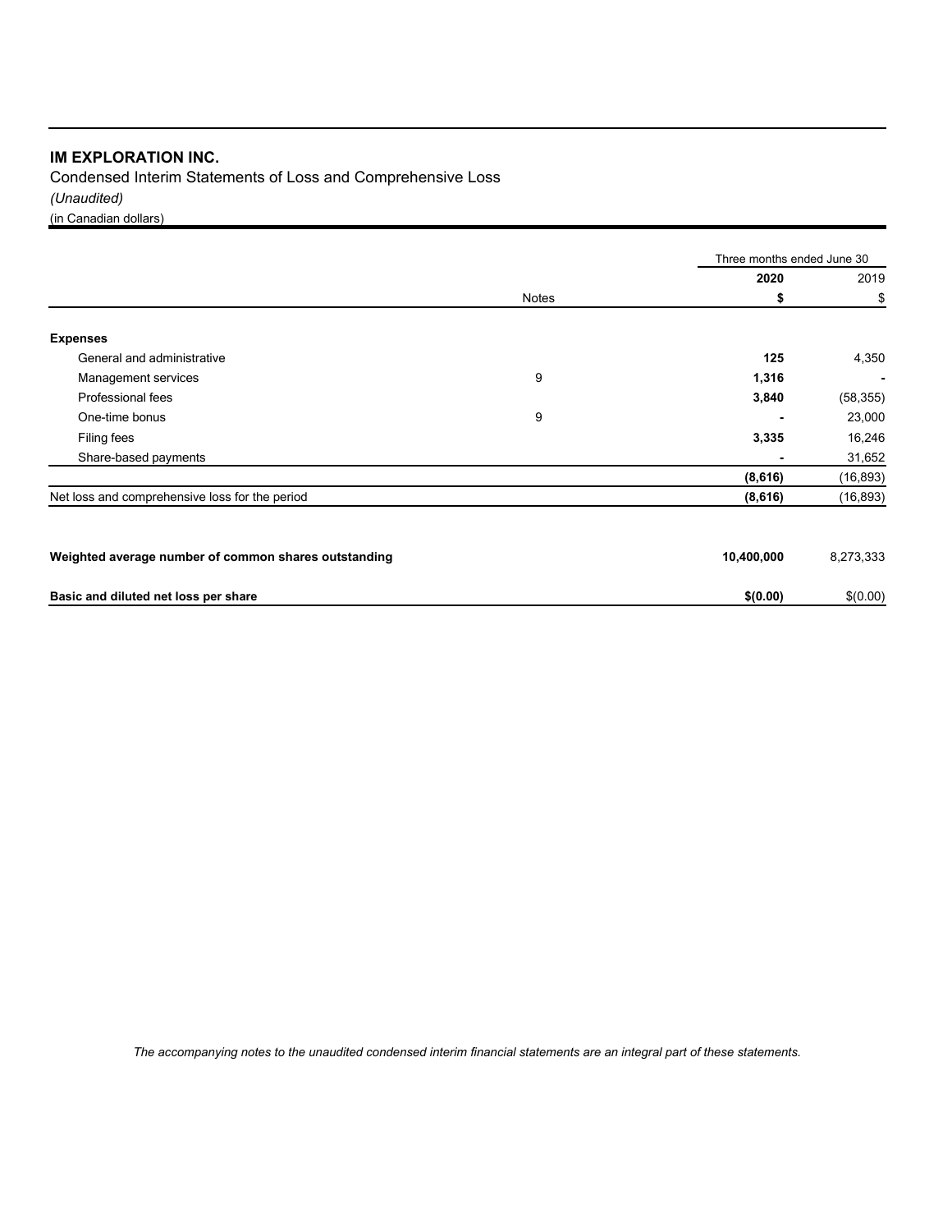**IM EXPLORATION INC.**

Condensed Interim Statements of Loss and Comprehensive Loss

*(Unaudited)*

(in Canadian dollars)

| | Notes | Three months ended June 30 | |
|---|---|---|---|
| | | **2020** | 2019 |
| | | **$** | $ |
| **Expenses** | | | |
| General and administrative | | **125** | 4,350 |
| Management services | 9 | **1,316** | - |
| Professional fees | | **3,840** | (58,355) |
| One-time bonus | 9 | **-** | 23,000 |
| Filing fees | | **3,335** | 16,246 |
| Share-based payments | | **-** | 31,652 |
| | | **(8,616)** | (16,893) |
| Net loss and comprehensive loss for the period | | **(8,616)** | (16,893) |
| **Weighted average number of common shares outstanding** | | **10,400,000** | 8,273,333 |
| **Basic and diluted net loss per share** | | **$(0.00)** | $(0.00) |

*The accompanying notes to the unaudited condensed interim financial statements are an integral part of these statements.*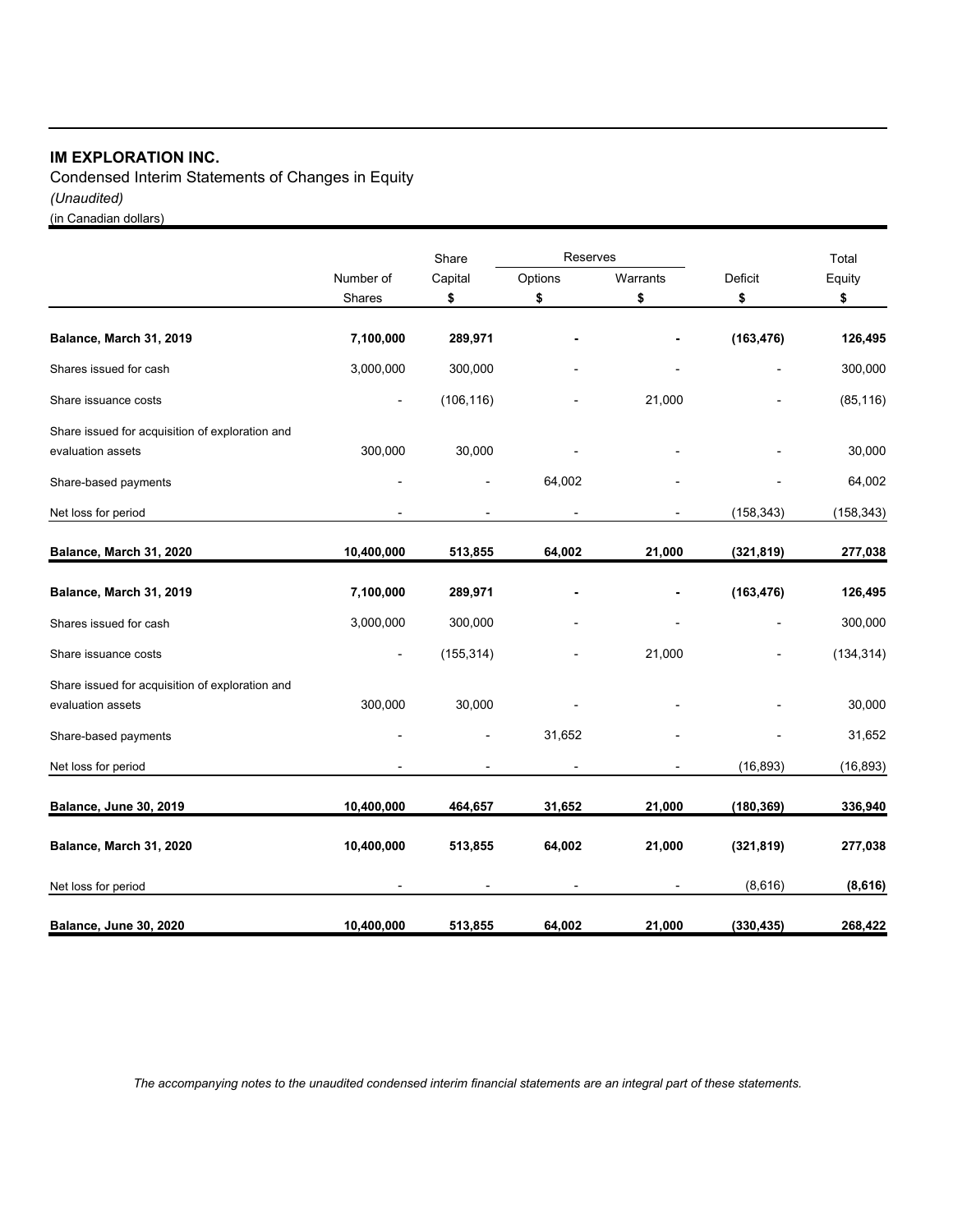**IM EXPLORATION INC.**

Condensed Interim Statements of Changes in Equity

*(Unaudited)*

(in Canadian dollars)

| | Number of Shares | Share Capital $ | Reserves Options $ | Reserves Warrants $ | Deficit $ | Total Equity $ |
|---|---|---|---|---|---|---|
| **Balance, March 31, 2019** | **7,100,000** | **289,971** | **-** | **-** | **(163,476)** | **126,495** |
| Shares issued for cash | 3,000,000 | 300,000 | - | - | - | 300,000 |
| Share issuance costs | - | (106,116) | - | 21,000 | - | (85,116) |
| Share issued for acquisition of exploration and evaluation assets | 300,000 | 30,000 | - | - | - | 30,000 |
| Share-based payments | - | - | 64,002 | - | - | 64,002 |
| Net loss for period | - | - | - | - | (158,343) | (158,343) |
| **Balance, March 31, 2020** | **10,400,000** | **513,855** | **64,002** | **21,000** | **(321,819)** | **277,038** |
| **Balance, March 31, 2019** | **7,100,000** | **289,971** | **-** | **-** | **(163,476)** | **126,495** |
| Shares issued for cash | 3,000,000 | 300,000 | - | - | - | 300,000 |
| Share issuance costs | - | (155,314) | - | 21,000 | - | (134,314) |
| Share issued for acquisition of exploration and evaluation assets | 300,000 | 30,000 | - | - | - | 30,000 |
| Share-based payments | - | - | 31,652 | - | - | 31,652 |
| Net loss for period | - | - | - | - | (16,893) | (16,893) |
| **Balance, June 30, 2019** | **10,400,000** | **464,657** | **31,652** | **21,000** | **(180,369)** | **336,940** |
| **Balance, March 31, 2020** | **10,400,000** | **513,855** | **64,002** | **21,000** | **(321,819)** | **277,038** |
| Net loss for period | - | - | - | - | (8,616) | **(8,616)** |
| **Balance, June 30, 2020** | **10,400,000** | **513,855** | **64,002** | **21,000** | **(330,435)** | **268,422** |

*The accompanying notes to the unaudited condensed interim financial statements are an integral part of these statements.*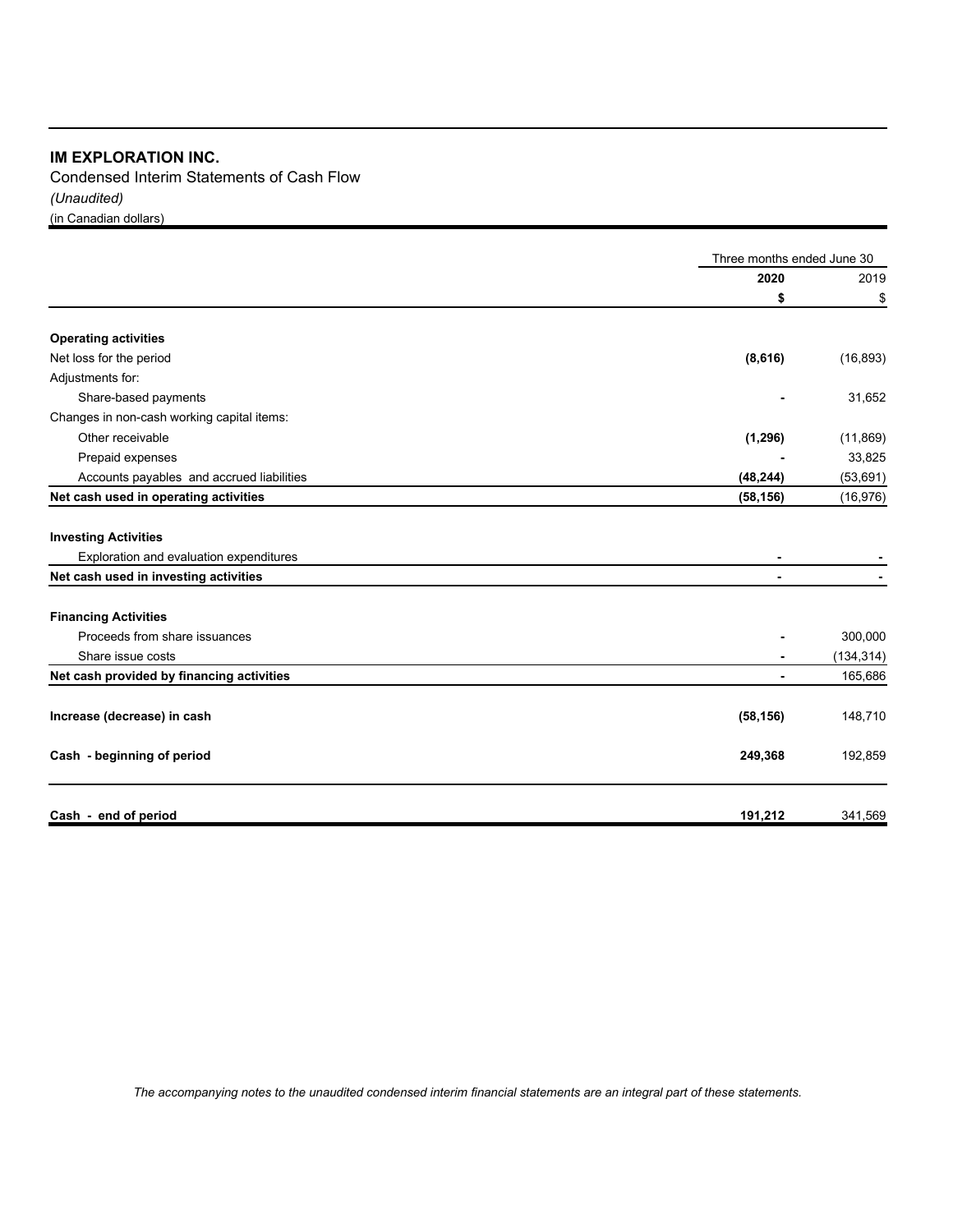# IM EXPLORATION INC.

Condensed Interim Statements of Cash Flow

*(Unaudited)*

(in Canadian dollars)

| | Three months ended June 30 | |
|---|---|---|
| | **2020** | 2019 |
| | **$** | $ |
| **Operating activities** | | |
| Net loss for the period | **(8,616)** | (16,893) |
| Adjustments for: | | |
| Share-based payments | **-** | 31,652 |
| Changes in non-cash working capital items: | | |
| Other receivable | **(1,296)** | (11,869) |
| Prepaid expenses | **-** | 33,825 |
| Accounts payables and accrued liabilities | **(48,244)** | (53,691) |
| **Net cash used in operating activities** | **(58,156)** | (16,976) |
| **Investing Activities** | | |
| Exploration and evaluation expenditures | **-** | - |
| **Net cash used in investing activities** | **-** | - |
| **Financing Activities** | | |
| Proceeds from share issuances | **-** | 300,000 |
| Share issue costs | **-** | (134,314) |
| **Net cash provided by financing activities** | **-** | 165,686 |
| **Increase (decrease) in cash** | **(58,156)** | 148,710 |
| **Cash - beginning of period** | **249,368** | 192,859 |
| **Cash - end of period** | **191,212** | 341,569 |

*The accompanying notes to the unaudited condensed interim financial statements are an integral part of these statements.*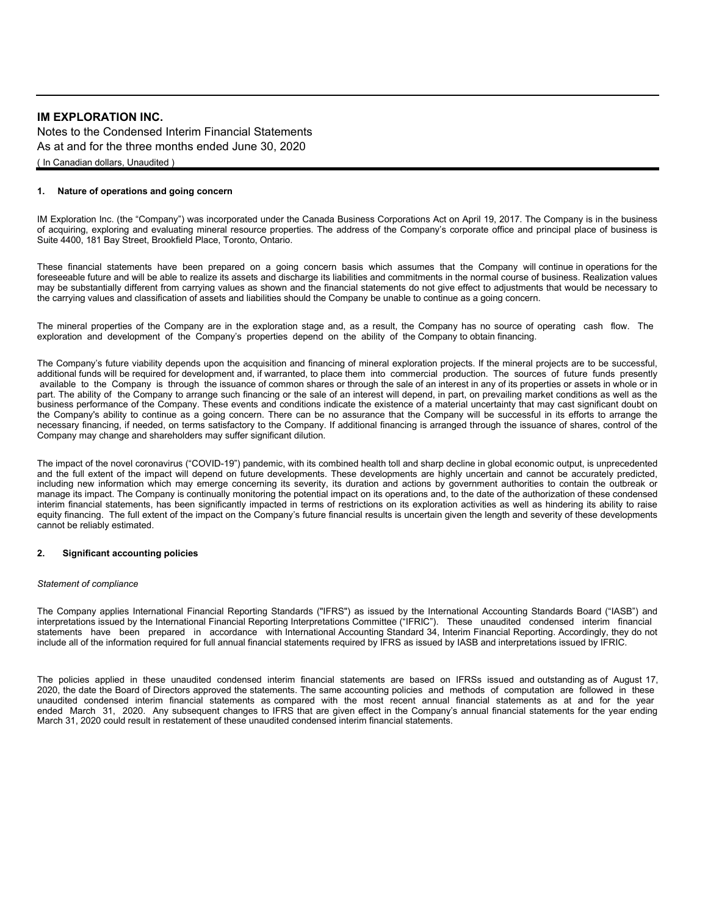**IM EXPLORATION INC.**

Notes to the Condensed Interim Financial Statements

As at and for the three months ended June 30, 2020

( In Canadian dollars, Unaudited )

### 1. Nature of operations and going concern

IM Exploration Inc. (the "Company") was incorporated under the Canada Business Corporations Act on April 19, 2017. The Company is in the business of acquiring, exploring and evaluating mineral resource properties. The address of the Company's corporate office and principal place of business is Suite 4400, 181 Bay Street, Brookfield Place, Toronto, Ontario.

These financial statements have been prepared on a going concern basis which assumes that the Company will continue in operations for the foreseeable future and will be able to realize its assets and discharge its liabilities and commitments in the normal course of business. Realization values may be substantially different from carrying values as shown and the financial statements do not give effect to adjustments that would be necessary to the carrying values and classification of assets and liabilities should the Company be unable to continue as a going concern.

The mineral properties of the Company are in the exploration stage and, as a result, the Company has no source of operating cash flow. The exploration and development of the Company's properties depend on the ability of the Company to obtain financing.

The Company's future viability depends upon the acquisition and financing of mineral exploration projects. If the mineral projects are to be successful, additional funds will be required for development and, if warranted, to place them into commercial production. The sources of future funds presently available to the Company is through the issuance of common shares or through the sale of an interest in any of its properties or assets in whole or in part. The ability of the Company to arrange such financing or the sale of an interest will depend, in part, on prevailing market conditions as well as the business performance of the Company. These events and conditions indicate the existence of a material uncertainty that may cast significant doubt on the Company's ability to continue as a going concern. There can be no assurance that the Company will be successful in its efforts to arrange the necessary financing, if needed, on terms satisfactory to the Company. If additional financing is arranged through the issuance of shares, control of the Company may change and shareholders may suffer significant dilution.

The impact of the novel coronavirus ("COVID-19") pandemic, with its combined health toll and sharp decline in global economic output, is unprecedented and the full extent of the impact will depend on future developments. These developments are highly uncertain and cannot be accurately predicted, including new information which may emerge concerning its severity, its duration and actions by government authorities to contain the outbreak or manage its impact. The Company is continually monitoring the potential impact on its operations and, to the date of the authorization of these condensed interim financial statements, has been significantly impacted in terms of restrictions on its exploration activities as well as hindering its ability to raise equity financing. The full extent of the impact on the Company's future financial results is uncertain given the length and severity of these developments cannot be reliably estimated.

### 2. Significant accounting policies

*Statement of compliance*

The Company applies International Financial Reporting Standards ("IFRS") as issued by the International Accounting Standards Board ("IASB") and interpretations issued by the International Financial Reporting Interpretations Committee ("IFRIC"). These unaudited condensed interim financial statements have been prepared in accordance with International Accounting Standard 34, Interim Financial Reporting. Accordingly, they do not include all of the information required for full annual financial statements required by IFRS as issued by IASB and interpretations issued by IFRIC.

The policies applied in these unaudited condensed interim financial statements are based on IFRSs issued and outstanding as of August 17, 2020, the date the Board of Directors approved the statements. The same accounting policies and methods of computation are followed in these unaudited condensed interim financial statements as compared with the most recent annual financial statements as at and for the year ended March 31, 2020. Any subsequent changes to IFRS that are given effect in the Company's annual financial statements for the year ending March 31, 2020 could result in restatement of these unaudited condensed interim financial statements.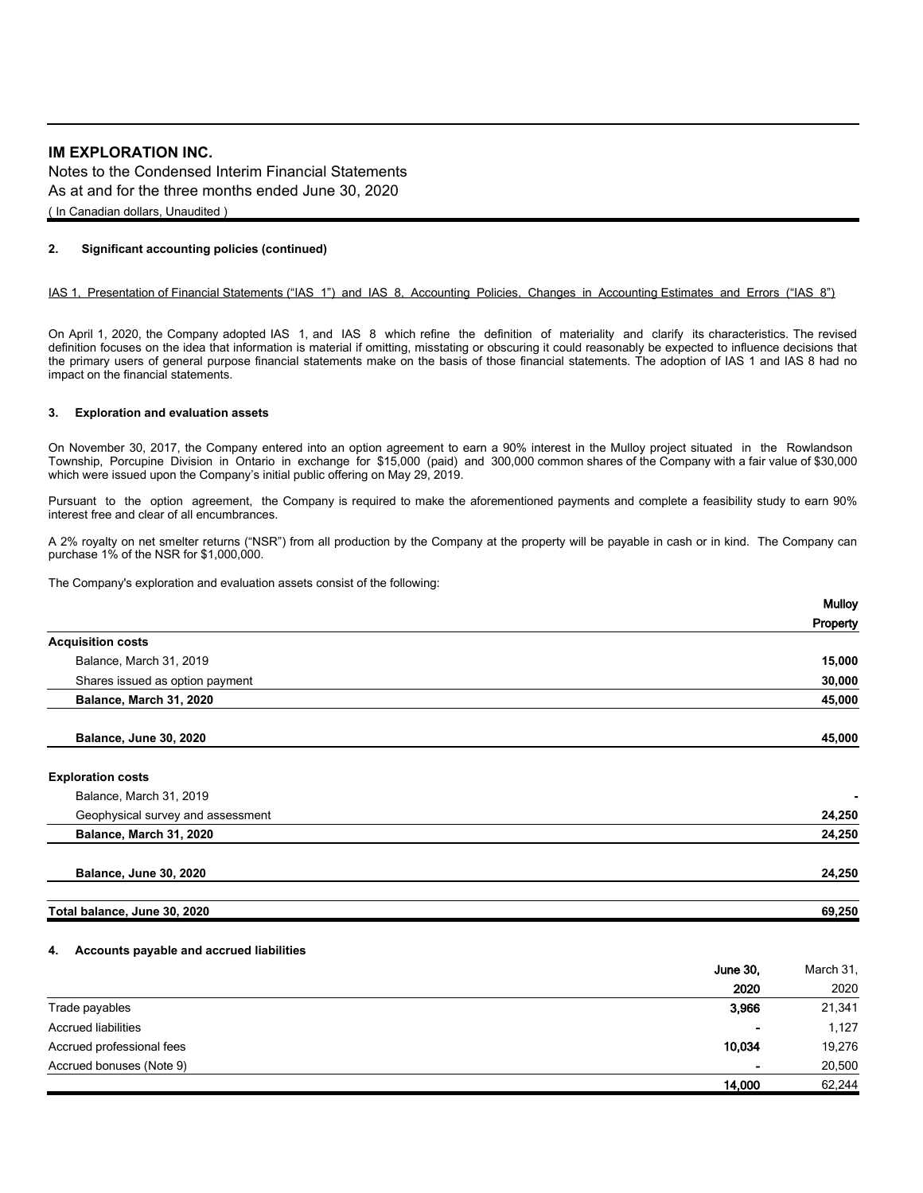**2. Significant accounting policies (continued)**

IAS 1, Presentation of Financial Statements ("IAS 1") and IAS 8, Accounting Policies, Changes in Accounting Estimates and Errors ("IAS 8")

On April 1, 2020, the Company adopted IAS 1, and IAS 8 which refine the definition of materiality and clarify its characteristics. The revised definition focuses on the idea that information is material if omitting, misstating or obscuring it could reasonably be expected to influence decisions that the primary users of general purpose financial statements make on the basis of those financial statements. The adoption of IAS 1 and IAS 8 had no impact on the financial statements.

**3. Exploration and evaluation assets**

On November 30, 2017, the Company entered into an option agreement to earn a 90% interest in the Mulloy project situated in the Rowlandson Township, Porcupine Division in Ontario in exchange for $15,000 (paid) and 300,000 common shares of the Company with a fair value of $30,000 which were issued upon the Company's initial public offering on May 29, 2019.

Pursuant to the option agreement, the Company is required to make the aforementioned payments and complete a feasibility study to earn 90% interest free and clear of all encumbrances.

A 2% royalty on net smelter returns ("NSR") from all production by the Company at the property will be payable in cash or in kind. The Company can purchase 1% of the NSR for $1,000,000.

The Company's exploration and evaluation assets consist of the following:

| | Mulloy Property |
|---|---|
| **Acquisition costs** | |
| Balance, March 31, 2019 | **15,000** |
| Shares issued as option payment | **30,000** |
| **Balance, March 31, 2020** | **45,000** |
| | |
| **Balance, June 30, 2020** | **45,000** |
| | |
| **Exploration costs** | |
| Balance, March 31, 2019 | **-** |
| Geophysical survey and assessment | **24,250** |
| **Balance, March 31, 2020** | **24,250** |
| | |
| **Balance, June 30, 2020** | **24,250** |
| | |
| **Total balance, June 30, 2020** | **69,250** |

**4. Accounts payable and accrued liabilities**

| | June 30, 2020 | March 31, 2020 |
|---|---|---|
| Trade payables | **3,966** | 21,341 |
| Accrued liabilities | **-** | 1,127 |
| Accrued professional fees | **10,034** | 19,276 |
| Accrued bonuses (Note 9) | **-** | 20,500 |
| | **14,000** | 62,244 |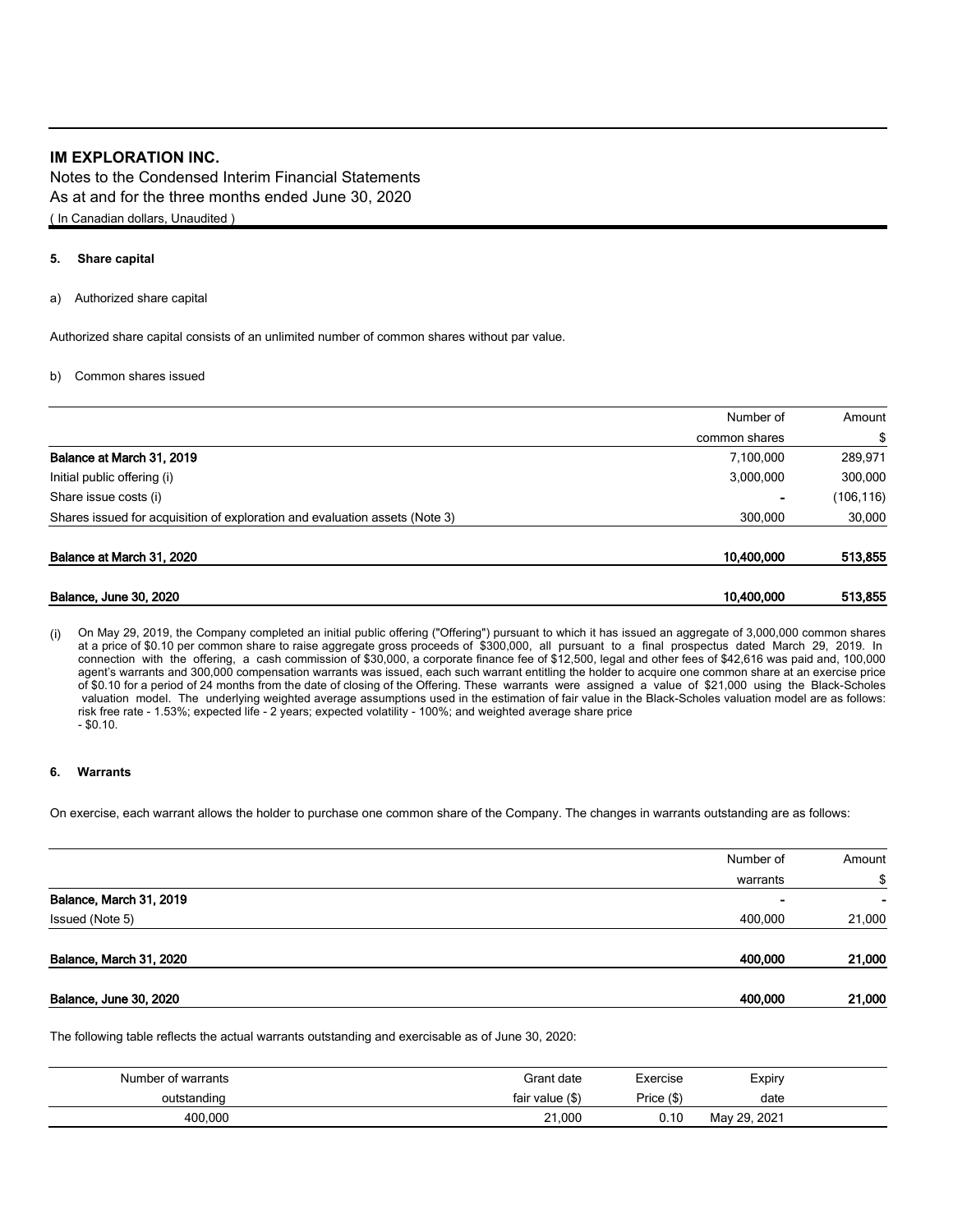**IM EXPLORATION INC.**

Notes to the Condensed Interim Financial Statements

As at and for the three months ended June 30, 2020

( In Canadian dollars, Unaudited )

**5. Share capital**

a) Authorized share capital

Authorized share capital consists of an unlimited number of common shares without par value.

b) Common shares issued

| | Number of common shares | Amount $ |
|---|---|---|
| **Balance at March 31, 2019** | 7,100,000 | 289,971 |
| Initial public offering (i) | 3,000,000 | 300,000 |
| Share issue costs (i) | - | (106,116) |
| Shares issued for acquisition of exploration and evaluation assets (Note 3) | 300,000 | 30,000 |
| **Balance at March 31, 2020** | **10,400,000** | **513,855** |
| **Balance, June 30, 2020** | **10,400,000** | **513,855** |

(i) On May 29, 2019, the Company completed an initial public offering ("Offering") pursuant to which it has issued an aggregate of 3,000,000 common shares at a price of $0.10 per common share to raise aggregate gross proceeds of $300,000, all pursuant to a final prospectus dated March 29, 2019. In connection with the offering, a cash commission of $30,000, a corporate finance fee of $12,500, legal and other fees of $42,616 was paid and, 100,000 agent's warrants and 300,000 compensation warrants was issued, each such warrant entitling the holder to acquire one common share at an exercise price of $0.10 for a period of 24 months from the date of closing of the Offering. These warrants were assigned a value of $21,000 using the Black-Scholes valuation model. The underlying weighted average assumptions used in the estimation of fair value in the Black-Scholes valuation model are as follows: risk free rate - 1.53%; expected life - 2 years; expected volatility - 100%; and weighted average share price - $0.10.

**6. Warrants**

On exercise, each warrant allows the holder to purchase one common share of the Company. The changes in warrants outstanding are as follows:

| | Number of warrants | Amount $ |
|---|---|---|
| **Balance, March 31, 2019** | - | - |
| Issued (Note 5) | 400,000 | 21,000 |
| **Balance, March 31, 2020** | **400,000** | **21,000** |
| **Balance, June 30, 2020** | **400,000** | **21,000** |

The following table reflects the actual warrants outstanding and exercisable as of June 30, 2020:

| Number of warrants outstanding | Grant date fair value ($) | Exercise Price ($) | Expiry date |
|---|---|---|---|
| 400,000 | 21,000 | 0.10 | May 29, 2021 |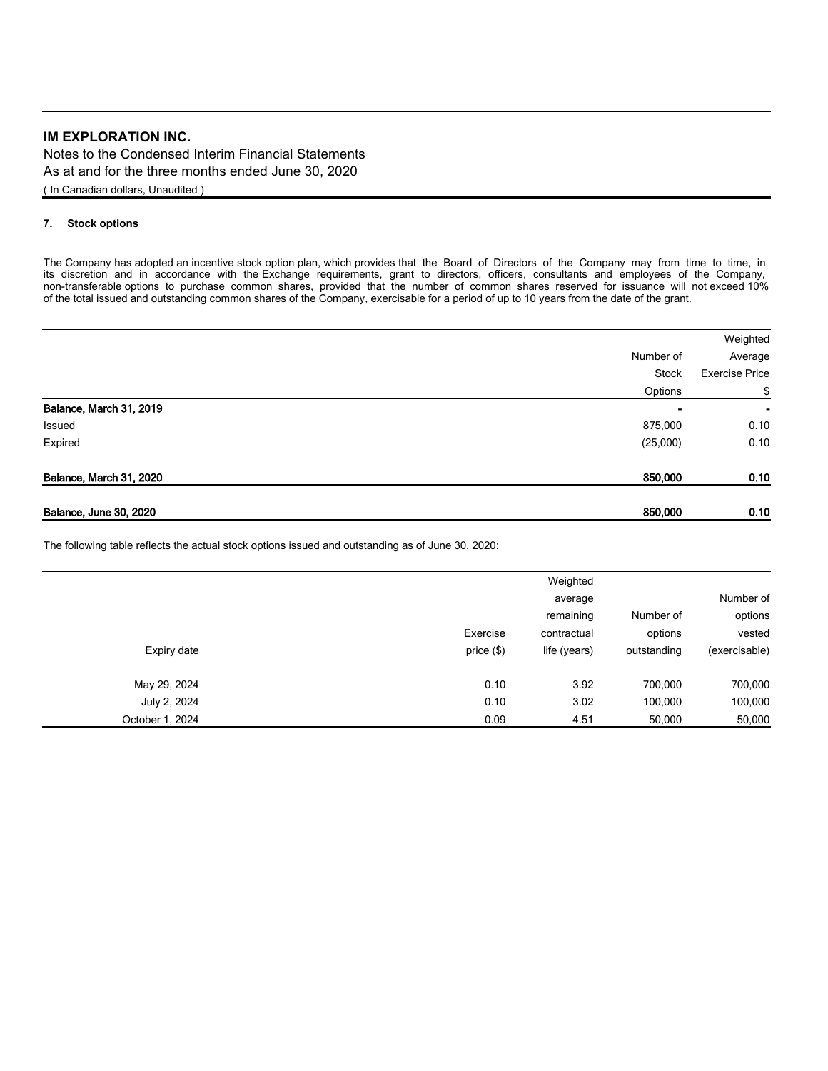**IM EXPLORATION INC.**

Notes to the Condensed Interim Financial Statements
As at and for the three months ended June 30, 2020
( In Canadian dollars, Unaudited )

## 7. Stock options

The Company has adopted an incentive stock option plan, which provides that the Board of Directors of the Company may from time to time, in its discretion and in accordance with the Exchange requirements, grant to directors, officers, consultants and employees of the Company, non-transferable options to purchase common shares, provided that the number of common shares reserved for issuance will not exceed 10% of the total issued and outstanding common shares of the Company, exercisable for a period of up to 10 years from the date of the grant.

| | Number of Stock Options | Weighted Average Exercise Price $ |
|---|---|---|
| **Balance, March 31, 2019** | **-** | **-** |
| Issued | 875,000 | 0.10 |
| Expired | (25,000) | 0.10 |
| **Balance, March 31, 2020** | **850,000** | **0.10** |
| **Balance, June 30, 2020** | **850,000** | **0.10** |

The following table reflects the actual stock options issued and outstanding as of June 30, 2020:

| Expiry date | Exercise price ($) | Weighted average remaining contractual life (years) | Number of options outstanding | Number of options vested (exercisable) |
|---|---|---|---|---|
| May 29, 2024 | 0.10 | 3.92 | 700,000 | 700,000 |
| July 2, 2024 | 0.10 | 3.02 | 100,000 | 100,000 |
| October 1, 2024 | 0.09 | 4.51 | 50,000 | 50,000 |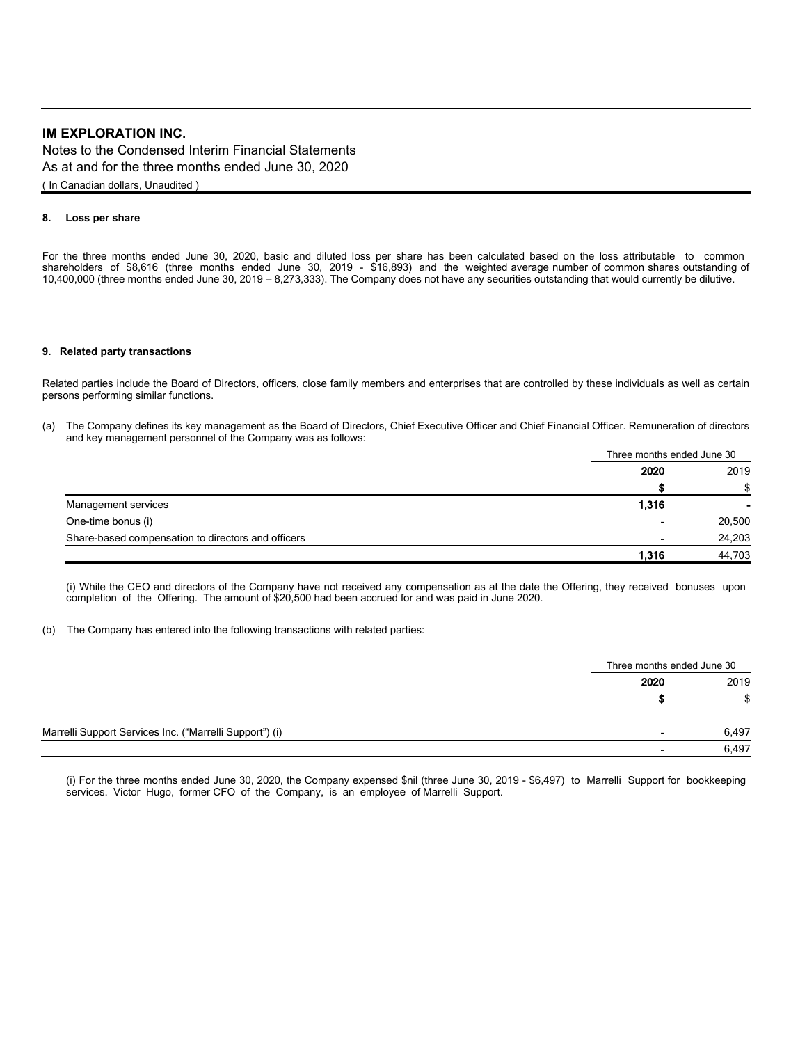## 8. Loss per share

For the three months ended June 30, 2020, basic and diluted loss per share has been calculated based on the loss attributable to common shareholders of $8,616 (three months ended June 30, 2019 - $16,893) and the weighted average number of common shares outstanding of 10,400,000 (three months ended June 30, 2019 – 8,273,333). The Company does not have any securities outstanding that would currently be dilutive.

## 9. Related party transactions

Related parties include the Board of Directors, officers, close family members and enterprises that are controlled by these individuals as well as certain persons performing similar functions.

(a) The Company defines its key management as the Board of Directors, Chief Executive Officer and Chief Financial Officer. Remuneration of directors and key management personnel of the Company was as follows:

| | Three months ended June 30 | |
|---|---|---|
| | **2020** | 2019 |
| | **$** | $ |
| Management services | **1,316** | - |
| One-time bonus (i) | **-** | 20,500 |
| Share-based compensation to directors and officers | **-** | 24,203 |
| | **1,316** | 44,703 |

(i) While the CEO and directors of the Company have not received any compensation as at the date the Offering, they received bonuses upon completion of the Offering. The amount of $20,500 had been accrued for and was paid in June 2020.

(b) The Company has entered into the following transactions with related parties:

| | Three months ended June 30 | |
|---|---|---|
| | **2020** | 2019 |
| | **$** | $ |
| Marrelli Support Services Inc. ("Marrelli Support") (i) | **-** | 6,497 |
| | **-** | 6,497 |

(i) For the three months ended June 30, 2020, the Company expensed $nil (three June 30, 2019 - $6,497) to Marrelli Support for bookkeeping services. Victor Hugo, former CFO of the Company, is an employee of Marrelli Support.